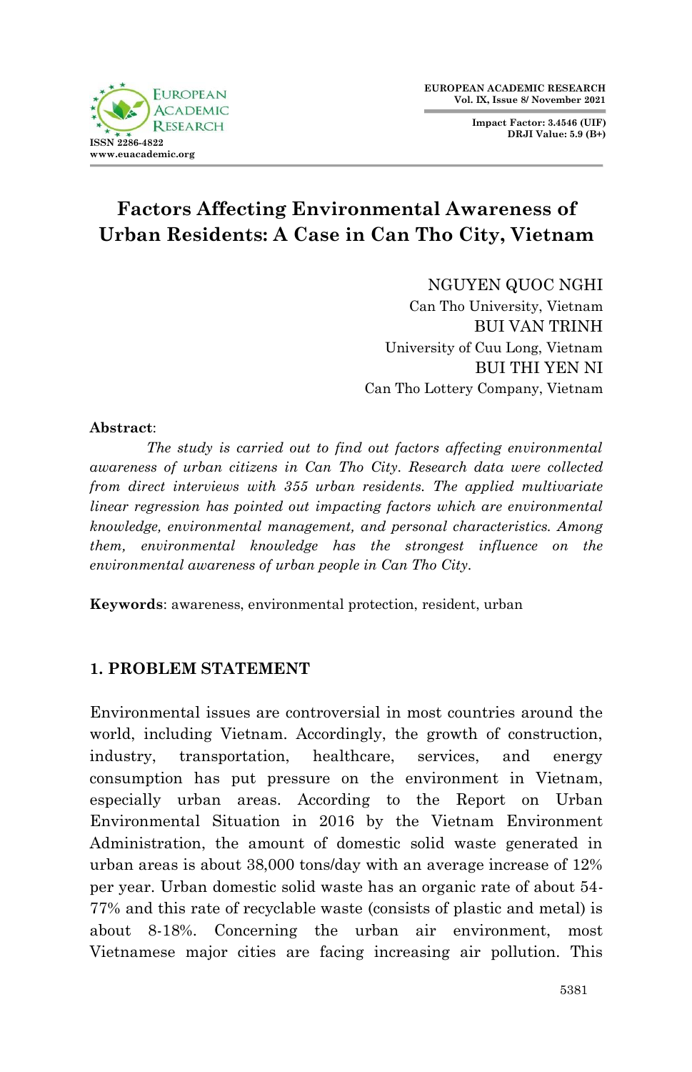# Factors Affecting Environmental Awareness of Urban Residents: A Case in Can Tho City, Vietnam

NGUYEN QUOC NGHI
Can Tho University, Vietnam
BUI VAN TRINH
University of Cuu Long, Vietnam
BUI THI YEN NI
Can Tho Lottery Company, Vietnam

**Abstract**:

*The study is carried out to find out factors affecting environmental awareness of urban citizens in Can Tho City. Research data were collected from direct interviews with 355 urban residents. The applied multivariate linear regression has pointed out impacting factors which are environmental knowledge, environmental management, and personal characteristics. Among them, environmental knowledge has the strongest influence on the environmental awareness of urban people in Can Tho City.*

**Keywords**: awareness, environmental protection, resident, urban

## 1. PROBLEM STATEMENT

Environmental issues are controversial in most countries around the world, including Vietnam. Accordingly, the growth of construction, industry, transportation, healthcare, services, and energy consumption has put pressure on the environment in Vietnam, especially urban areas. According to the Report on Urban Environmental Situation in 2016 by the Vietnam Environment Administration, the amount of domestic solid waste generated in urban areas is about 38,000 tons/day with an average increase of 12% per year. Urban domestic solid waste has an organic rate of about 54-77% and this rate of recyclable waste (consists of plastic and metal) is about 8-18%. Concerning the urban air environment, most Vietnamese major cities are facing increasing air pollution. This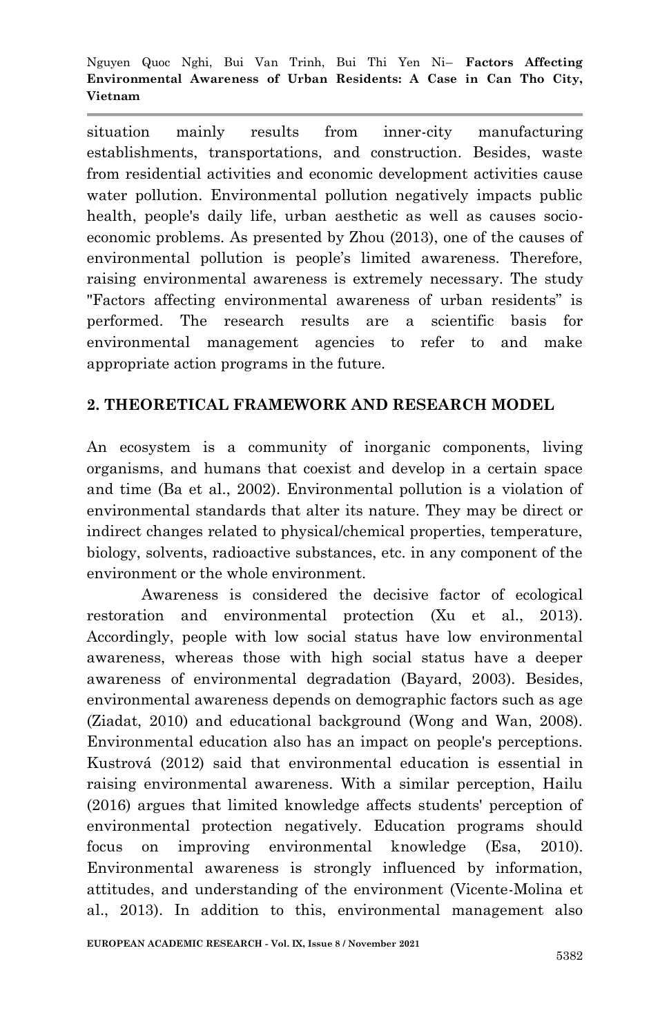situation mainly results from inner-city manufacturing establishments, transportations, and construction. Besides, waste from residential activities and economic development activities cause water pollution. Environmental pollution negatively impacts public health, people's daily life, urban aesthetic as well as causes socio-economic problems. As presented by Zhou (2013), one of the causes of environmental pollution is people's limited awareness. Therefore, raising environmental awareness is extremely necessary. The study "Factors affecting environmental awareness of urban residents" is performed. The research results are a scientific basis for environmental management agencies to refer to and make appropriate action programs in the future.

## 2. THEORETICAL FRAMEWORK AND RESEARCH MODEL

An ecosystem is a community of inorganic components, living organisms, and humans that coexist and develop in a certain space and time (Ba et al., 2002). Environmental pollution is a violation of environmental standards that alter its nature. They may be direct or indirect changes related to physical/chemical properties, temperature, biology, solvents, radioactive substances, etc. in any component of the environment or the whole environment.

Awareness is considered the decisive factor of ecological restoration and environmental protection (Xu et al., 2013). Accordingly, people with low social status have low environmental awareness, whereas those with high social status have a deeper awareness of environmental degradation (Bayard, 2003). Besides, environmental awareness depends on demographic factors such as age (Ziadat, 2010) and educational background (Wong and Wan, 2008). Environmental education also has an impact on people's perceptions. Kustrová (2012) said that environmental education is essential in raising environmental awareness. With a similar perception, Hailu (2016) argues that limited knowledge affects students' perception of environmental protection negatively. Education programs should focus on improving environmental knowledge (Esa, 2010). Environmental awareness is strongly influenced by information, attitudes, and understanding of the environment (Vicente-Molina et al., 2013). In addition to this, environmental management also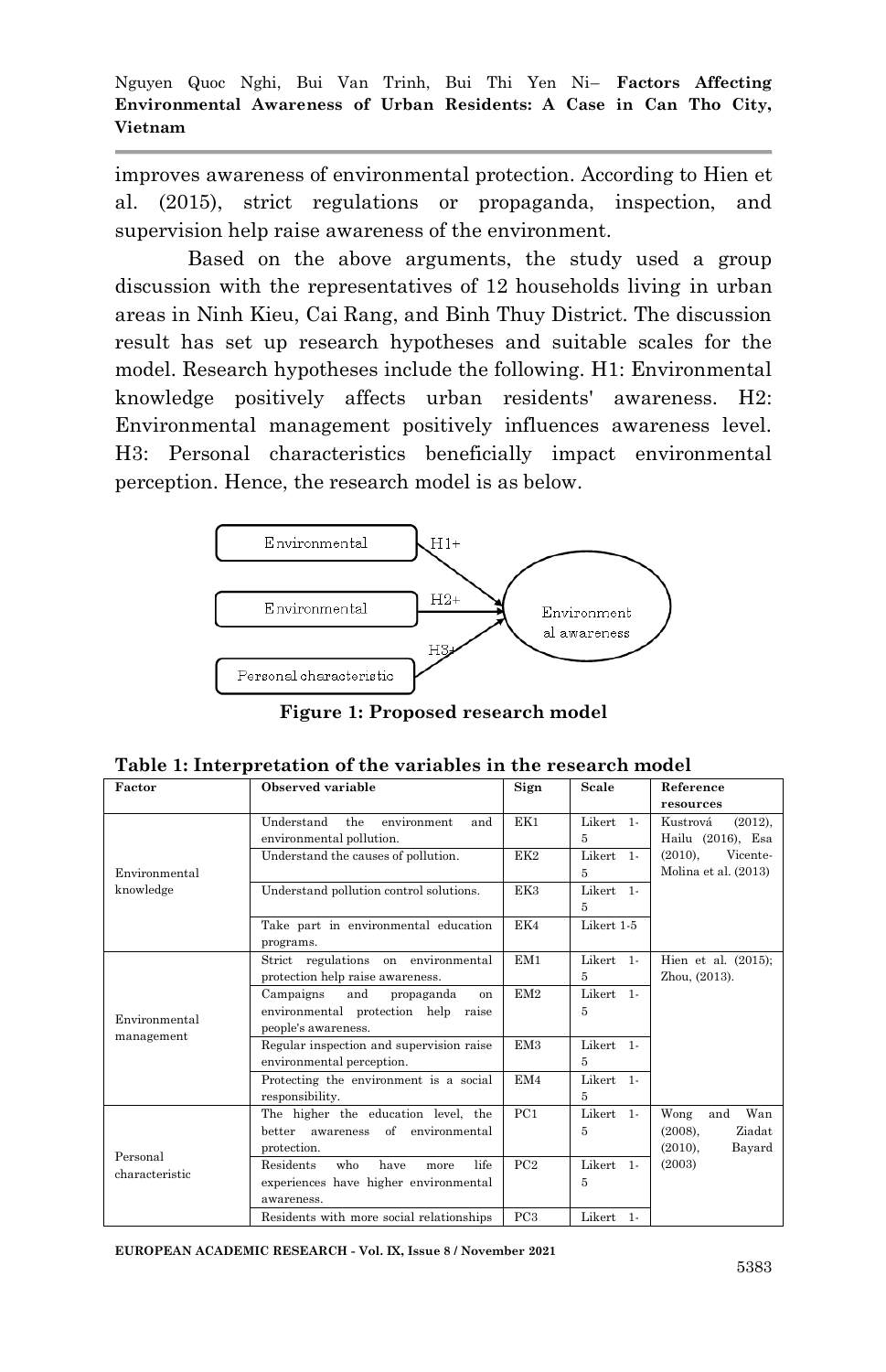improves awareness of environmental protection. According to Hien et al. (2015), strict regulations or propaganda, inspection, and supervision help raise awareness of the environment.

Based on the above arguments, the study used a group discussion with the representatives of 12 households living in urban areas in Ninh Kieu, Cai Rang, and Binh Thuy District. The discussion result has set up research hypotheses and suitable scales for the model. Research hypotheses include the following. H1: Environmental knowledge positively affects urban residents' awareness. H2: Environmental management positively influences awareness level. H3: Personal characteristics beneficially impact environmental perception. Hence, the research model is as below.

Environmental —H1+→ Environmental awareness
Environmental —H2+→ Environmental awareness
Personal characteristic —H3+→ Environmental awareness

**Figure 1: Proposed research model**

**Table 1: Interpretation of the variables in the research model**

| Factor | Observed variable | Sign | Scale | Reference resources |
|---|---|---|---|---|
| Environmental knowledge | Understand the environment and environmental pollution. | EK1 | Likert 1-5 | Kustrová (2012), Hailu (2016), Esa (2010), Vicente-Molina et al. (2013) |
| | Understand the causes of pollution. | EK2 | Likert 1-5 | |
| | Understand pollution control solutions. | EK3 | Likert 1-5 | |
| | Take part in environmental education programs. | EK4 | Likert 1-5 | |
| Environmental management | Strict regulations on environmental protection help raise awareness. | EM1 | Likert 1-5 | Hien et al. (2015); Zhou, (2013). |
| | Campaigns and propaganda on environmental protection help raise people's awareness. | EM2 | Likert 1-5 | |
| | Regular inspection and supervision raise environmental perception. | EM3 | Likert 1-5 | |
| | Protecting the environment is a social responsibility. | EM4 | Likert 1-5 | |
| Personal characteristic | The higher the education level, the better awareness of environmental protection. | PC1 | Likert 1-5 | Wong and Wan (2008), Ziadat (2010), Bayard (2003) |
| | Residents who have more life experiences have higher environmental awareness. | PC2 | Likert 1-5 | |
| | Residents with more social relationships | PC3 | Likert 1- | |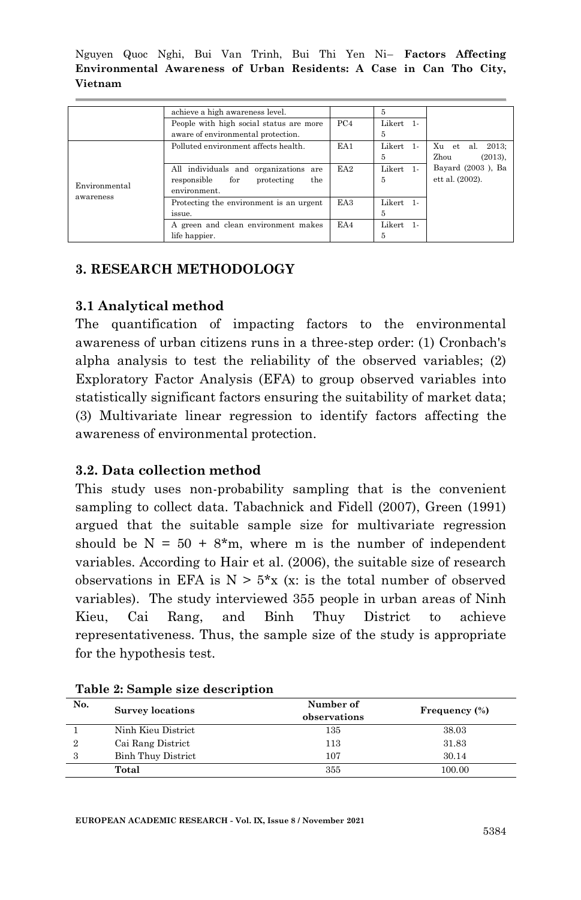| | achieve a high awareness level. | | 5 | |
|---|---|---|---|---|
| | People with high social status are more aware of environmental protection. | PC4 | Likert 1-5 | |
| Environmental awareness | Polluted environment affects health. | EA1 | Likert 1-5 | Xu et al. 2013; Zhou (2013), Bayard (2003 ), Baett al. (2002). |
| | All individuals and organizations are responsible for protecting the environment. | EA2 | Likert 1-5 | |
| | Protecting the environment is an urgent issue. | EA3 | Likert 1-5 | |
| | A green and clean environment makes life happier. | EA4 | Likert 1-5 | |

## 3. RESEARCH METHODOLOGY

### 3.1 Analytical method

The quantification of impacting factors to the environmental awareness of urban citizens runs in a three-step order: (1) Cronbach's alpha analysis to test the reliability of the observed variables; (2) Exploratory Factor Analysis (EFA) to group observed variables into statistically significant factors ensuring the suitability of market data; (3) Multivariate linear regression to identify factors affecting the awareness of environmental protection.

### 3.2. Data collection method

This study uses non-probability sampling that is the convenient sampling to collect data. Tabachnick and Fidell (2007), Green (1991) argued that the suitable sample size for multivariate regression should be $N = 50 + 8*m$, where m is the number of independent variables. According to Hair et al. (2006), the suitable size of research observations in EFA is $N > 5*x$ (x: is the total number of observed variables). The study interviewed 355 people in urban areas of Ninh Kieu, Cai Rang, and Binh Thuy District to achieve representativeness. Thus, the sample size of the study is appropriate for the hypothesis test.

**Table 2: Sample size description**

| No. | Survey locations | Number of observations | Frequency (%) |
|---|---|---|---|
| 1 | Ninh Kieu District | 135 | 38.03 |
| 2 | Cai Rang District | 113 | 31.83 |
| 3 | Binh Thuy District | 107 | 30.14 |
| | **Total** | 355 | 100.00 |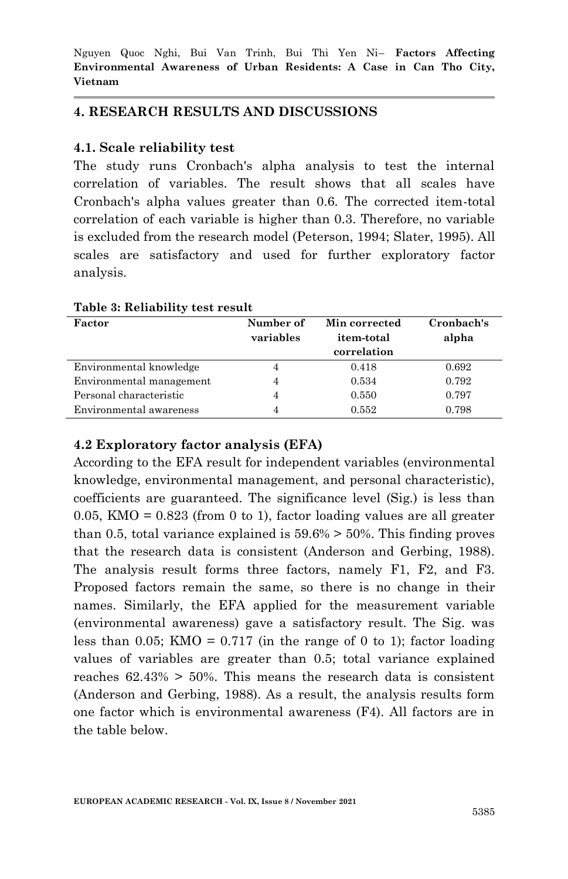## 4. RESEARCH RESULTS AND DISCUSSIONS

### 4.1. Scale reliability test

The study runs Cronbach's alpha analysis to test the internal correlation of variables. The result shows that all scales have Cronbach's alpha values greater than 0.6. The corrected item-total correlation of each variable is higher than 0.3. Therefore, no variable is excluded from the research model (Peterson, 1994; Slater, 1995). All scales are satisfactory and used for further exploratory factor analysis.

**Table 3: Reliability test result**

| Factor | Number of variables | Min corrected item-total correlation | Cronbach's alpha |
|---|---|---|---|
| Environmental knowledge | 4 | 0.418 | 0.692 |
| Environmental management | 4 | 0.534 | 0.792 |
| Personal characteristic | 4 | 0.550 | 0.797 |
| Environmental awareness | 4 | 0.552 | 0.798 |

### 4.2 Exploratory factor analysis (EFA)

According to the EFA result for independent variables (environmental knowledge, environmental management, and personal characteristic), coefficients are guaranteed. The significance level (Sig.) is less than 0.05, KMO = 0.823 (from 0 to 1), factor loading values are all greater than 0.5, total variance explained is 59.6% > 50%. This finding proves that the research data is consistent (Anderson and Gerbing, 1988). The analysis result forms three factors, namely F1, F2, and F3. Proposed factors remain the same, so there is no change in their names. Similarly, the EFA applied for the measurement variable (environmental awareness) gave a satisfactory result. The Sig. was less than 0.05; KMO = 0.717 (in the range of 0 to 1); factor loading values of variables are greater than 0.5; total variance explained reaches 62.43% > 50%. This means the research data is consistent (Anderson and Gerbing, 1988). As a result, the analysis results form one factor which is environmental awareness (F4). All factors are in the table below.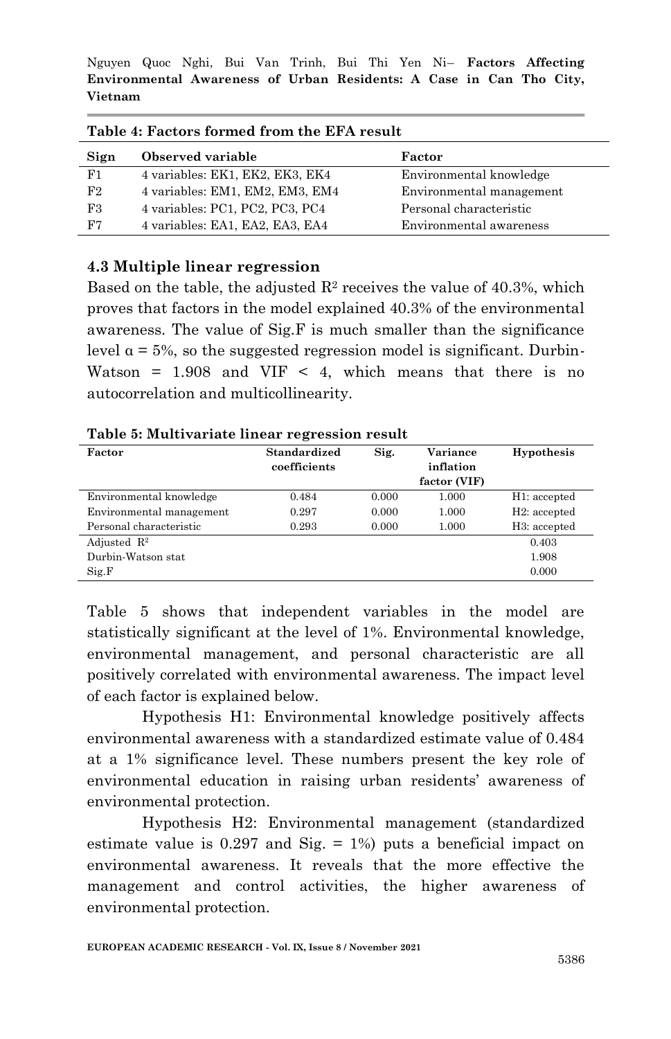**Table 4: Factors formed from the EFA result**

| Sign | Observed variable | Factor |
|---|---|---|
| F1 | 4 variables: EK1, EK2, EK3, EK4 | Environmental knowledge |
| F2 | 4 variables: EM1, EM2, EM3, EM4 | Environmental management |
| F3 | 4 variables: PC1, PC2, PC3, PC4 | Personal characteristic |
| F7 | 4 variables: EA1, EA2, EA3, EA4 | Environmental awareness |

### 4.3 Multiple linear regression

Based on the table, the adjusted $R^2$ receives the value of 40.3%, which proves that factors in the model explained 40.3% of the environmental awareness. The value of Sig.F is much smaller than the significance level $\alpha = 5\%$, so the suggested regression model is significant. Durbin-Watson = 1.908 and VIF < 4, which means that there is no autocorrelation and multicollinearity.

**Table 5: Multivariate linear regression result**

| Factor | Standardized coefficients | Sig. | Variance inflation factor (VIF) | Hypothesis |
|---|---|---|---|---|
| Environmental knowledge | 0.484 | 0.000 | 1.000 | H1: accepted |
| Environmental management | 0.297 | 0.000 | 1.000 | H2: accepted |
| Personal characteristic | 0.293 | 0.000 | 1.000 | H3: accepted |
| Adjusted $R^2$ | | | | 0.403 |
| Durbin-Watson stat | | | | 1.908 |
| Sig.F | | | | 0.000 |

Table 5 shows that independent variables in the model are statistically significant at the level of 1%. Environmental knowledge, environmental management, and personal characteristic are all positively correlated with environmental awareness. The impact level of each factor is explained below.

Hypothesis H1: Environmental knowledge positively affects environmental awareness with a standardized estimate value of 0.484 at a 1% significance level. These numbers present the key role of environmental education in raising urban residents' awareness of environmental protection.

Hypothesis H2: Environmental management (standardized estimate value is 0.297 and Sig. = 1%) puts a beneficial impact on environmental awareness. It reveals that the more effective the management and control activities, the higher awareness of environmental protection.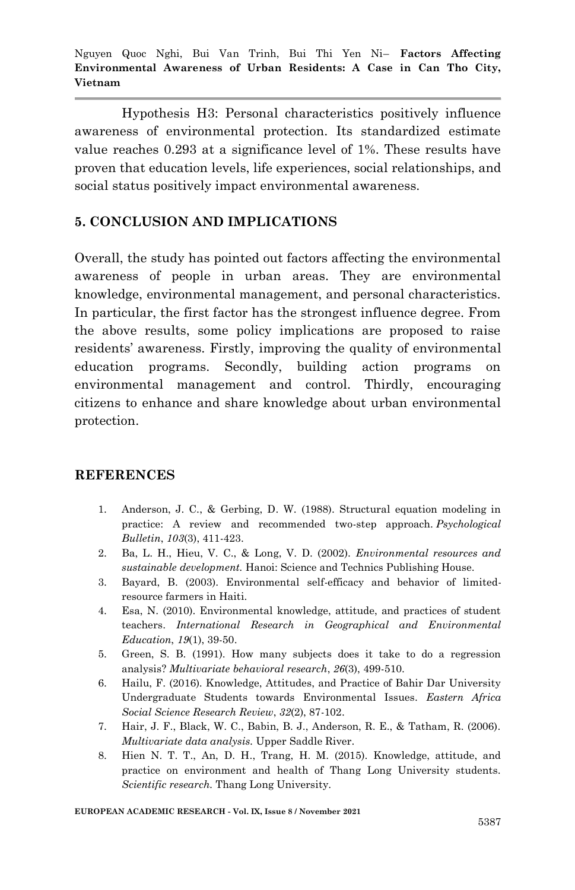Hypothesis H3: Personal characteristics positively influence awareness of environmental protection. Its standardized estimate value reaches 0.293 at a significance level of 1%. These results have proven that education levels, life experiences, social relationships, and social status positively impact environmental awareness.

## 5. CONCLUSION AND IMPLICATIONS

Overall, the study has pointed out factors affecting the environmental awareness of people in urban areas. They are environmental knowledge, environmental management, and personal characteristics. In particular, the first factor has the strongest influence degree. From the above results, some policy implications are proposed to raise residents' awareness. Firstly, improving the quality of environmental education programs. Secondly, building action programs on environmental management and control. Thirdly, encouraging citizens to enhance and share knowledge about urban environmental protection.

## REFERENCES

1. Anderson, J. C., & Gerbing, D. W. (1988). Structural equation modeling in practice: A review and recommended two-step approach. *Psychological Bulletin*, *103*(3), 411-423.
2. Ba, L. H., Hieu, V. C., & Long, V. D. (2002). *Environmental resources and sustainable development.* Hanoi: Science and Technics Publishing House.
3. Bayard, B. (2003). Environmental self-efficacy and behavior of limited-resource farmers in Haiti.
4. Esa, N. (2010). Environmental knowledge, attitude, and practices of student teachers. *International Research in Geographical and Environmental Education*, *19*(1), 39-50.
5. Green, S. B. (1991). How many subjects does it take to do a regression analysis? *Multivariate behavioral research*, *26*(3), 499-510.
6. Hailu, F. (2016). Knowledge, Attitudes, and Practice of Bahir Dar University Undergraduate Students towards Environmental Issues. *Eastern Africa Social Science Research Review*, *32*(2), 87-102.
7. Hair, J. F., Black, W. C., Babin, B. J., Anderson, R. E., & Tatham, R. (2006). *Multivariate data analysis.* Upper Saddle River.
8. Hien N. T. T., An, D. H., Trang, H. M. (2015). Knowledge, attitude, and practice on environment and health of Thang Long University students. *Scientific research.* Thang Long University.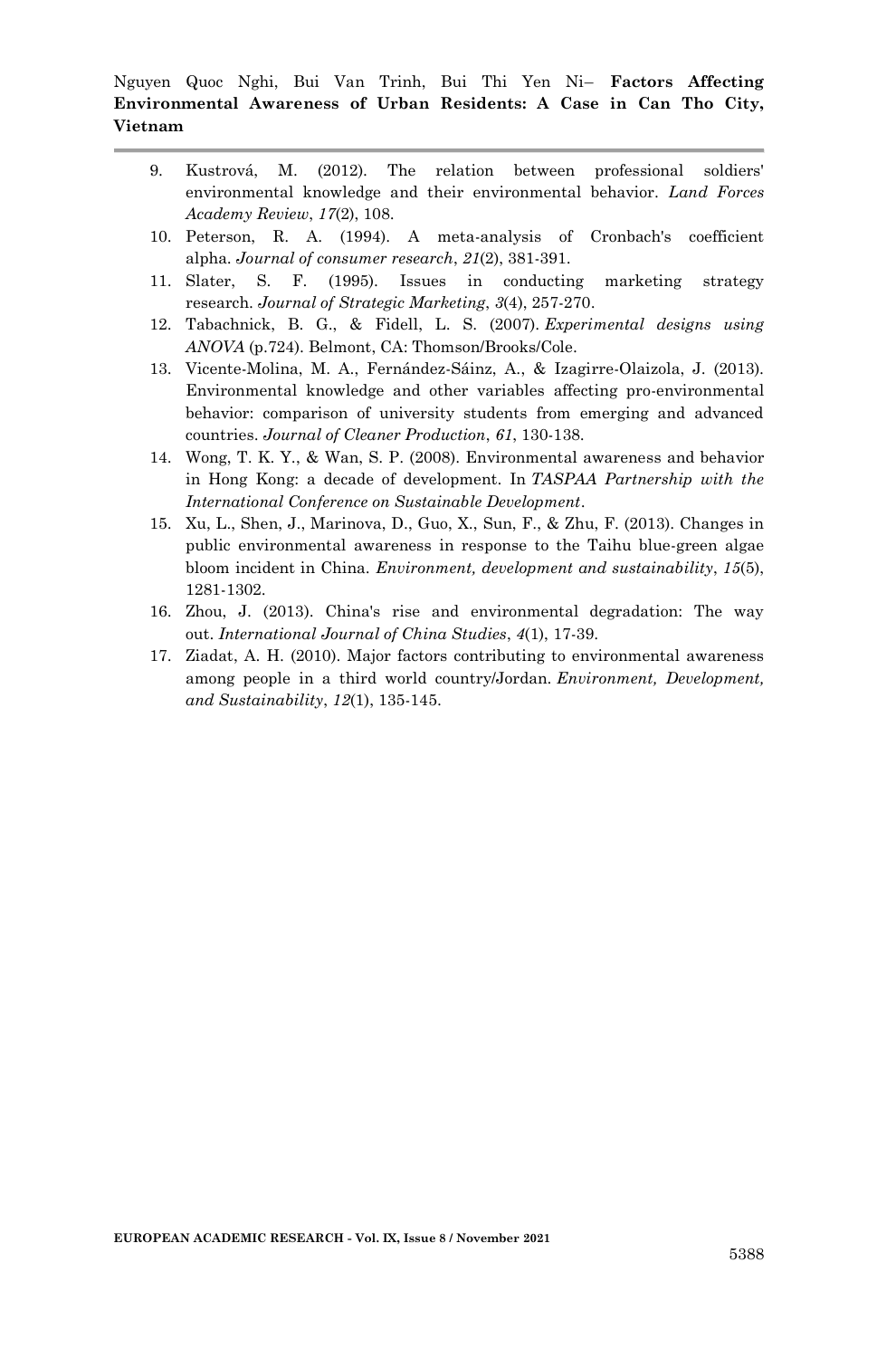9. Kustrová, M. (2012). The relation between professional soldiers' environmental knowledge and their environmental behavior. *Land Forces Academy Review*, *17*(2), 108.
10. Peterson, R. A. (1994). A meta-analysis of Cronbach's coefficient alpha. *Journal of consumer research*, *21*(2), 381-391.
11. Slater, S. F. (1995). Issues in conducting marketing strategy research. *Journal of Strategic Marketing*, *3*(4), 257-270.
12. Tabachnick, B. G., & Fidell, L. S. (2007). *Experimental designs using ANOVA* (p.724). Belmont, CA: Thomson/Brooks/Cole.
13. Vicente-Molina, M. A., Fernández-Sáinz, A., & Izagirre-Olaizola, J. (2013). Environmental knowledge and other variables affecting pro-environmental behavior: comparison of university students from emerging and advanced countries. *Journal of Cleaner Production*, *61*, 130-138.
14. Wong, T. K. Y., & Wan, S. P. (2008). Environmental awareness and behavior in Hong Kong: a decade of development. In *TASPAA Partnership with the International Conference on Sustainable Development*.
15. Xu, L., Shen, J., Marinova, D., Guo, X., Sun, F., & Zhu, F. (2013). Changes in public environmental awareness in response to the Taihu blue-green algae bloom incident in China. *Environment, development and sustainability*, *15*(5), 1281-1302.
16. Zhou, J. (2013). China's rise and environmental degradation: The way out. *International Journal of China Studies*, *4*(1), 17-39.
17. Ziadat, A. H. (2010). Major factors contributing to environmental awareness among people in a third world country/Jordan. *Environment, Development, and Sustainability*, *12*(1), 135-145.